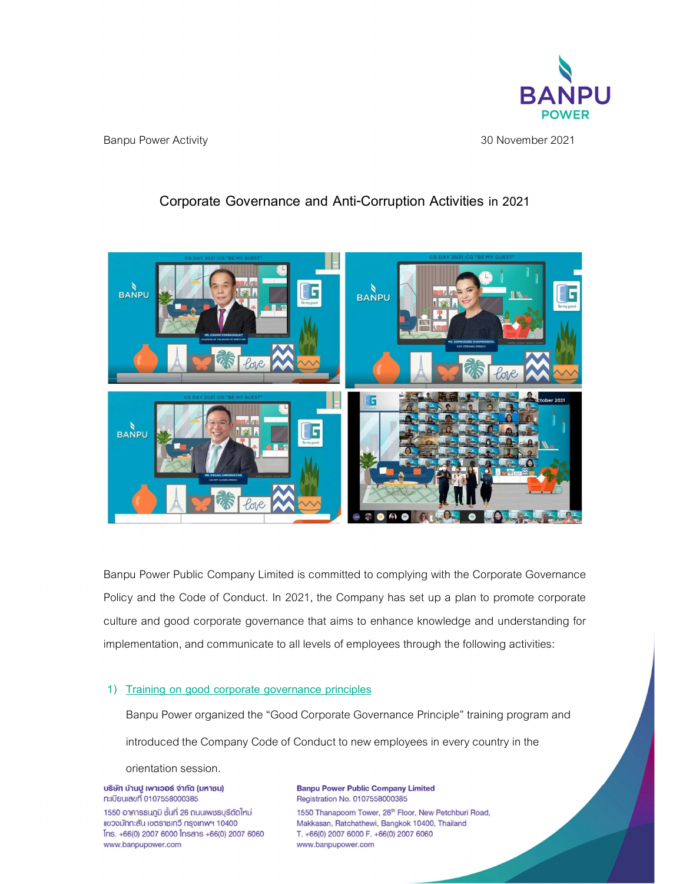Banpu Power Activity 30 November 2021

# Corporate Governance and Anti-Corruption Activities in 2021

Banpu Power Public Company Limited is committed to complying with the Corporate Governance Policy and the Code of Conduct. In 2021, the Company has set up a plan to promote corporate culture and good corporate governance that aims to enhance knowledge and understanding for implementation, and communicate to all levels of employees through the following activities:

1) Training on good corporate governance principles

   Banpu Power organized the "Good Corporate Governance Principle" training program and introduced the Company Code of Conduct to new employees in every country in the orientation session.

บริษัท บ้านปู เพาเวอร์ จำกัด (มหาชน)
ทะเบียนเลขที่ 0107558000385
1550 อาคารธนภูมิ ชั้นที่ 26 ถนนเพชรบุรีตัดใหม่ แขวงมักกะสัน เขตราชเทวี กรุงเทพฯ 10400
โทร. +66(0) 2007 6000 โทรสาร +66(0) 2007 6060
www.banpupower.com

Banpu Power Public Company Limited
Registration No. 0107558000385
1550 Thanapoom Tower, 26th Floor, New Petchburi Road, Makkasan, Ratchathewi, Bangkok 10400, Thailand
T. +66(0) 2007 6000 F. +66(0) 2007 6060
www.banpupower.com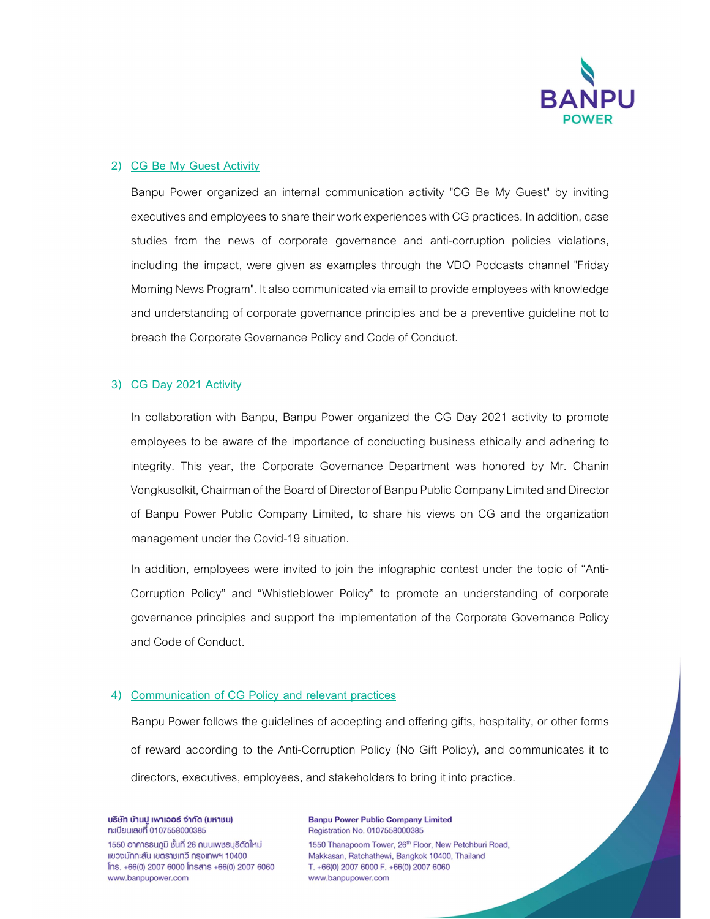2) CG Be My Guest Activity

Banpu Power organized an internal communication activity "CG Be My Guest" by inviting executives and employees to share their work experiences with CG practices. In addition, case studies from the news of corporate governance and anti-corruption policies violations, including the impact, were given as examples through the VDO Podcasts channel "Friday Morning News Program". It also communicated via email to provide employees with knowledge and understanding of corporate governance principles and be a preventive guideline not to breach the Corporate Governance Policy and Code of Conduct.

3) CG Day 2021 Activity

In collaboration with Banpu, Banpu Power organized the CG Day 2021 activity to promote employees to be aware of the importance of conducting business ethically and adhering to integrity. This year, the Corporate Governance Department was honored by Mr. Chanin Vongkusolkit, Chairman of the Board of Director of Banpu Public Company Limited and Director of Banpu Power Public Company Limited, to share his views on CG and the organization management under the Covid-19 situation.

In addition, employees were invited to join the infographic contest under the topic of “Anti-Corruption Policy” and “Whistleblower Policy” to promote an understanding of corporate governance principles and support the implementation of the Corporate Governance Policy and Code of Conduct.

4) Communication of CG Policy and relevant practices

Banpu Power follows the guidelines of accepting and offering gifts, hospitality, or other forms of reward according to the Anti-Corruption Policy (No Gift Policy), and communicates it to directors, executives, employees, and stakeholders to bring it into practice.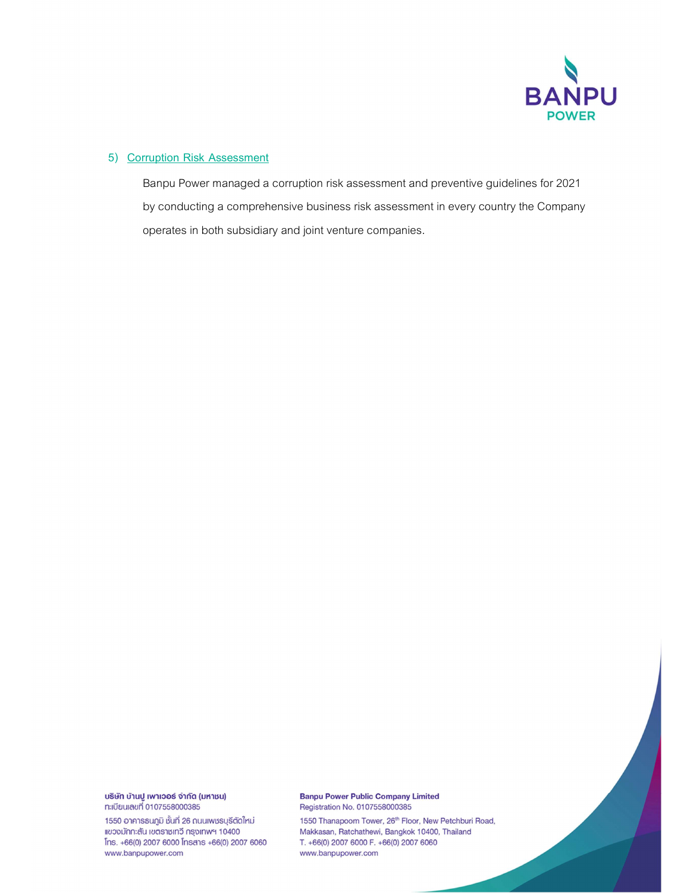5) Corruption Risk Assessment

Banpu Power managed a corruption risk assessment and preventive guidelines for 2021 by conducting a comprehensive business risk assessment in every country the Company operates in both subsidiary and joint venture companies.